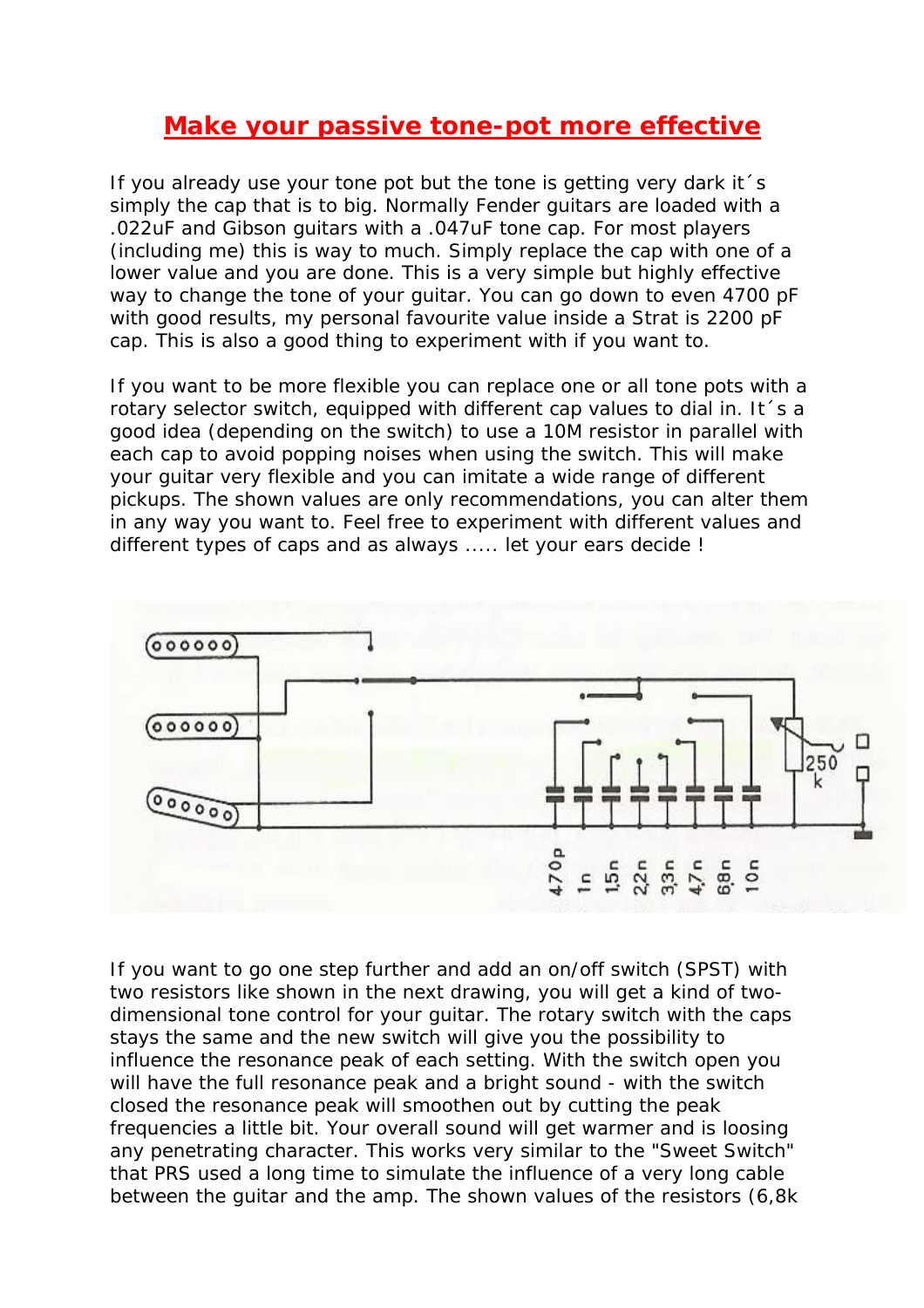# Make your passive tone-pot more effective

If you already use your tone pot but the tone is getting very dark it´s simply the cap that is to big. Normally Fender guitars are loaded with a .022uF and Gibson guitars with a .047uF tone cap. For most players (including me) this is way to much. Simply replace the cap with one of a lower value and you are done. This is a very simple but highly effective way to change the tone of your guitar. You can go down to even 4700 pF with good results, my personal favourite value inside a Strat is 2200 pF cap. This is also a good thing to experiment with if you want to.

If you want to be more flexible you can replace one or all tone pots with a rotary selector switch, equipped with different cap values to dial in. It´s a good idea (depending on the switch) to use a 10M resistor in parallel with each cap to avoid popping noises when using the switch. This will make your guitar very flexible and you can imitate a wide range of different pickups. The shown values are only recommendations, you can alter them in any way you want to. Feel free to experiment with different values and different types of caps and as always ..... let your ears decide !

If you want to go one step further and add an on/off switch (SPST) with two resistors like shown in the next drawing, you will get a kind of two-dimensional tone control for your guitar. The rotary switch with the caps stays the same and the new switch will give you the possibility to influence the resonance peak of each setting. With the switch open you will have the full resonance peak and a bright sound - with the switch closed the resonance peak will smoothen out by cutting the peak frequencies a little bit. Your overall sound will get warmer and is loosing any penetrating character. This works very similar to the "Sweet Switch" that PRS used a long time to simulate the influence of a very long cable between the guitar and the amp. The shown values of the resistors (6,8k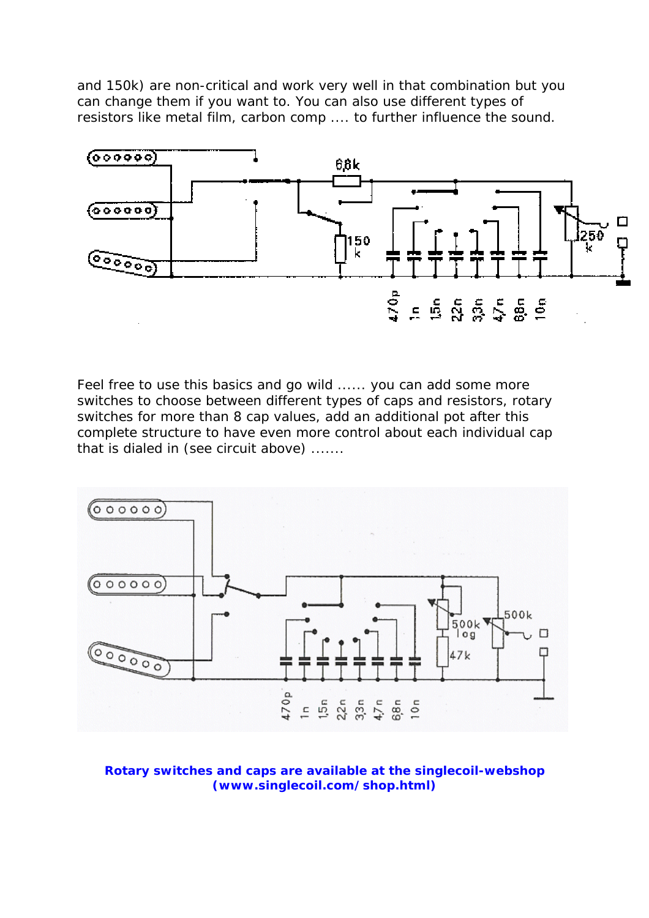and 150k) are non-critical and work very well in that combination but you can change them if you want to. You can also use different types of resistors like metal film, carbon comp .... to further influence the sound.

6,8k

150 k

250 k

470p
1n
1,5n
2,2n
3,3n
4,7n
6,8n
10n

Feel free to use this basics and go wild ...... you can add some more switches to choose between different types of caps and resistors, rotary switches for more than 8 cap values, add an additional pot after this complete structure to have even more control about each individual cap that is dialed in (see circuit above) .......

500k log

47k

500k

470p
1n
1,5n
2,2n
3,3n
4,7n
6,8n
10n

**Rotary switches and caps are available at the singlecoil-webshop (www.singlecoil.com/shop.html)**